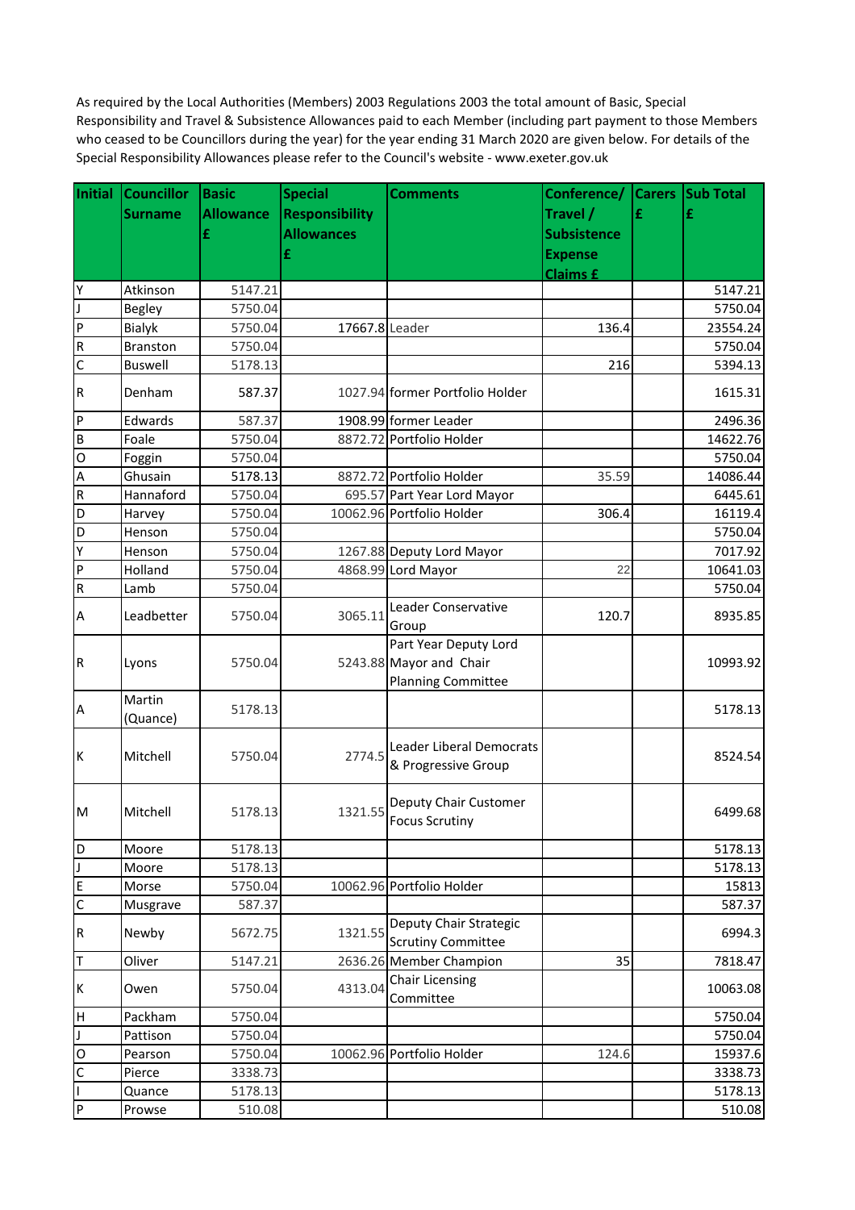As required by the Local Authorities (Members) 2003 Regulations 2003 the total amount of Basic, Special Responsibility and Travel & Subsistence Allowances paid to each Member (including part payment to those Members who ceased to be Councillors during the year) for the year ending 31 March 2020 are given below. For details of the Special Responsibility Allowances please refer to the Council's website - www.exeter.gov.uk

| Initial | Councillor Surname | Basic Allowance £ | Special Responsibility Allowances £ | Comments | Conference/ Travel / Subsistence Expense Claims £ | Carers £ | Sub Total £ |
|---|---|---|---|---|---|---|---|
| Y | Atkinson | 5147.21 | | | | | 5147.21 |
| J | Begley | 5750.04 | | | | | 5750.04 |
| P | Bialyk | 5750.04 | 17667.8 | Leader | 136.4 | | 23554.24 |
| R | Branston | 5750.04 | | | | | 5750.04 |
| C | Buswell | 5178.13 | | | 216 | | 5394.13 |
| R | Denham | 587.37 | 1027.94 | former Portfolio Holder | | | 1615.31 |
| P | Edwards | 587.37 | 1908.99 | former Leader | | | 2496.36 |
| B | Foale | 5750.04 | 8872.72 | Portfolio Holder | | | 14622.76 |
| O | Foggin | 5750.04 | | | | | 5750.04 |
| A | Ghusain | 5178.13 | 8872.72 | Portfolio Holder | 35.59 | | 14086.44 |
| R | Hannaford | 5750.04 | 695.57 | Part Year Lord Mayor | | | 6445.61 |
| D | Harvey | 5750.04 | 10062.96 | Portfolio Holder | 306.4 | | 16119.4 |
| D | Henson | 5750.04 | | | | | 5750.04 |
| Y | Henson | 5750.04 | 1267.88 | Deputy Lord Mayor | | | 7017.92 |
| P | Holland | 5750.04 | 4868.99 | Lord Mayor | 22 | | 10641.03 |
| R | Lamb | 5750.04 | | | | | 5750.04 |
| A | Leadbetter | 5750.04 | 3065.11 | Leader Conservative Group | 120.7 | | 8935.85 |
| R | Lyons | 5750.04 | 5243.88 | Part Year Deputy Lord Mayor and Chair Planning Committee | | | 10993.92 |
| A | Martin (Quance) | 5178.13 | | | | | 5178.13 |
| K | Mitchell | 5750.04 | 2774.5 | Leader Liberal Democrats & Progressive Group | | | 8524.54 |
| M | Mitchell | 5178.13 | 1321.55 | Deputy Chair Customer Focus Scrutiny | | | 6499.68 |
| D | Moore | 5178.13 | | | | | 5178.13 |
| J | Moore | 5178.13 | | | | | 5178.13 |
| E | Morse | 5750.04 | 10062.96 | Portfolio Holder | | | 15813 |
| C | Musgrave | 587.37 | | | | | 587.37 |
| R | Newby | 5672.75 | 1321.55 | Deputy Chair Strategic Scrutiny Committee | | | 6994.3 |
| T | Oliver | 5147.21 | 2636.26 | Member Champion | 35 | | 7818.47 |
| K | Owen | 5750.04 | 4313.04 | Chair Licensing Committee | | | 10063.08 |
| H | Packham | 5750.04 | | | | | 5750.04 |
| J | Pattison | 5750.04 | | | | | 5750.04 |
| O | Pearson | 5750.04 | 10062.96 | Portfolio Holder | 124.6 | | 15937.6 |
| C | Pierce | 3338.73 | | | | | 3338.73 |
| I | Quance | 5178.13 | | | | | 5178.13 |
| P | Prowse | 510.08 | | | | | 510.08 |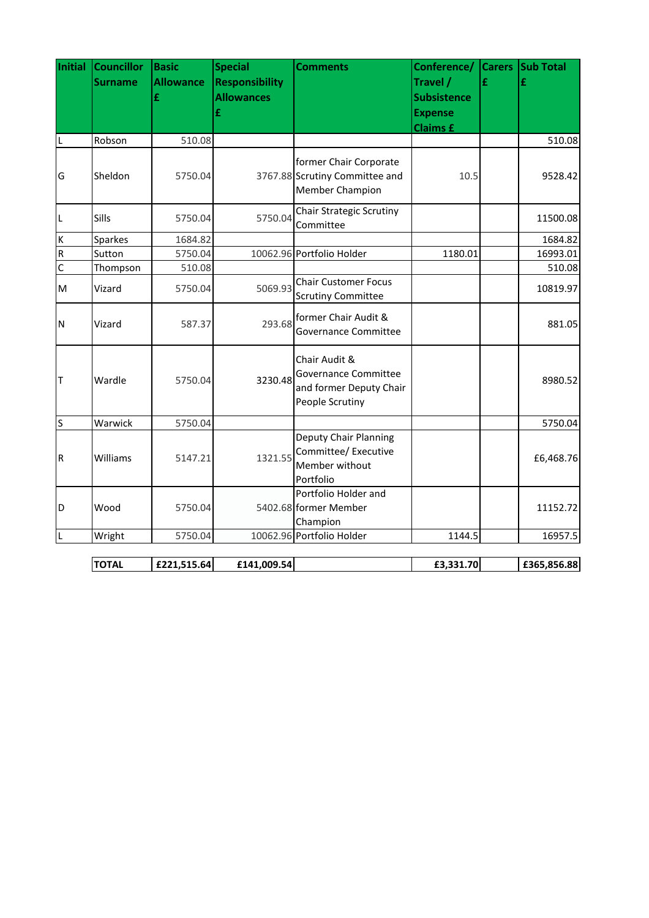| Initial | Councillor Surname | Basic Allowance £ | Special Responsibility Allowances £ | Comments | Conference/ Travel / Subsistence Expense Claims £ | Carers £ | Sub Total £ |
|---|---|---|---|---|---|---|---|
| L | Robson | 510.08 | | | | | 510.08 |
| G | Sheldon | 5750.04 | 3767.88 | former Chair Corporate Scrutiny Committee and Member Champion | 10.5 | | 9528.42 |
| L | Sills | 5750.04 | 5750.04 | Chair Strategic Scrutiny Committee | | | 11500.08 |
| K | Sparkes | 1684.82 | | | | | 1684.82 |
| R | Sutton | 5750.04 | 10062.96 | Portfolio Holder | 1180.01 | | 16993.01 |
| C | Thompson | 510.08 | | | | | 510.08 |
| M | Vizard | 5750.04 | 5069.93 | Chair Customer Focus Scrutiny Committee | | | 10819.97 |
| N | Vizard | 587.37 | 293.68 | former Chair Audit & Governance Committee | | | 881.05 |
| T | Wardle | 5750.04 | 3230.48 | Chair Audit & Governance Committee and former Deputy Chair People Scrutiny | | | 8980.52 |
| S | Warwick | 5750.04 | | | | | 5750.04 |
| R | Williams | 5147.21 | 1321.55 | Deputy Chair Planning Committee/ Executive Member without Portfolio | | | £6,468.76 |
| D | Wood | 5750.04 | 5402.68 | Portfolio Holder and former Member Champion | | | 11152.72 |
| L | Wright | 5750.04 | 10062.96 | Portfolio Holder | 1144.5 | | 16957.5 |
| | **TOTAL** | **£221,515.64** | **£141,009.54** | | **£3,331.70** | | **£365,856.88** |